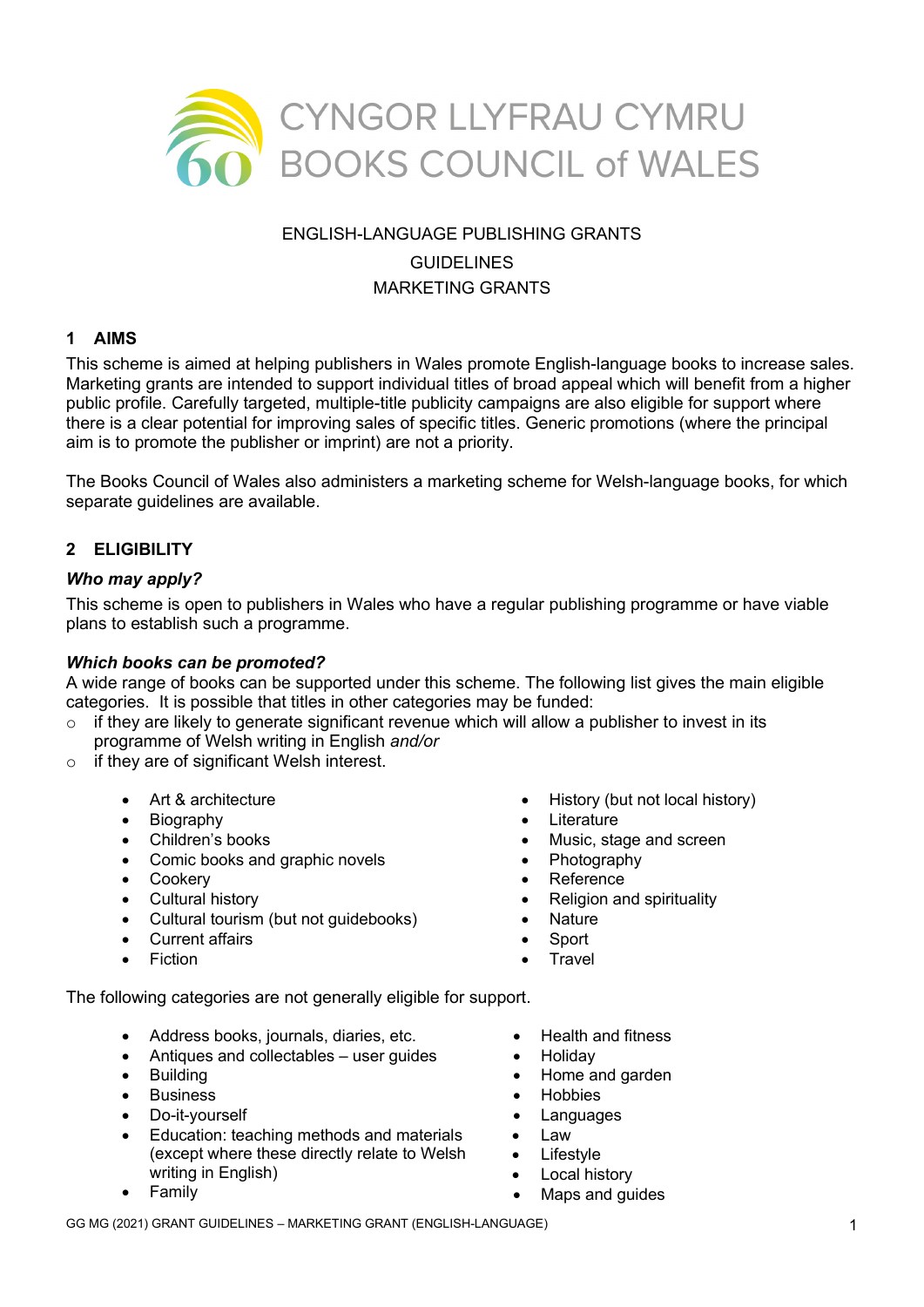CYNGOR LLYFRAU CYMRU
BOOKS COUNCIL of WALES

ENGLISH-LANGUAGE PUBLISHING GRANTS

GUIDELINES

MARKETING GRANTS

## 1 AIMS

This scheme is aimed at helping publishers in Wales promote English-language books to increase sales. Marketing grants are intended to support individual titles of broad appeal which will benefit from a higher public profile. Carefully targeted, multiple-title publicity campaigns are also eligible for support where there is a clear potential for improving sales of specific titles. Generic promotions (where the principal aim is to promote the publisher or imprint) are not a priority.

The Books Council of Wales also administers a marketing scheme for Welsh-language books, for which separate guidelines are available.

## 2 ELIGIBILITY

### *Who may apply?*

This scheme is open to publishers in Wales who have a regular publishing programme or have viable plans to establish such a programme.

### *Which books can be promoted?*

A wide range of books can be supported under this scheme. The following list gives the main eligible categories. It is possible that titles in other categories may be funded:

- if they are likely to generate significant revenue which will allow a publisher to invest in its programme of Welsh writing in English *and/or*
- if they are of significant Welsh interest.

- Art & architecture
- Biography
- Children's books
- Comic books and graphic novels
- Cookery
- Cultural history
- Cultural tourism (but not guidebooks)
- Current affairs
- Fiction
- History (but not local history)
- Literature
- Music, stage and screen
- Photography
- Reference
- Religion and spirituality
- Nature
- Sport
- Travel

The following categories are not generally eligible for support.

- Address books, journals, diaries, etc.
- Antiques and collectables – user guides
- Building
- Business
- Do-it-yourself
- Education: teaching methods and materials (except where these directly relate to Welsh writing in English)
- Family
- Health and fitness
- Holiday
- Home and garden
- Hobbies
- Languages
- Law
- Lifestyle
- Local history
- Maps and guides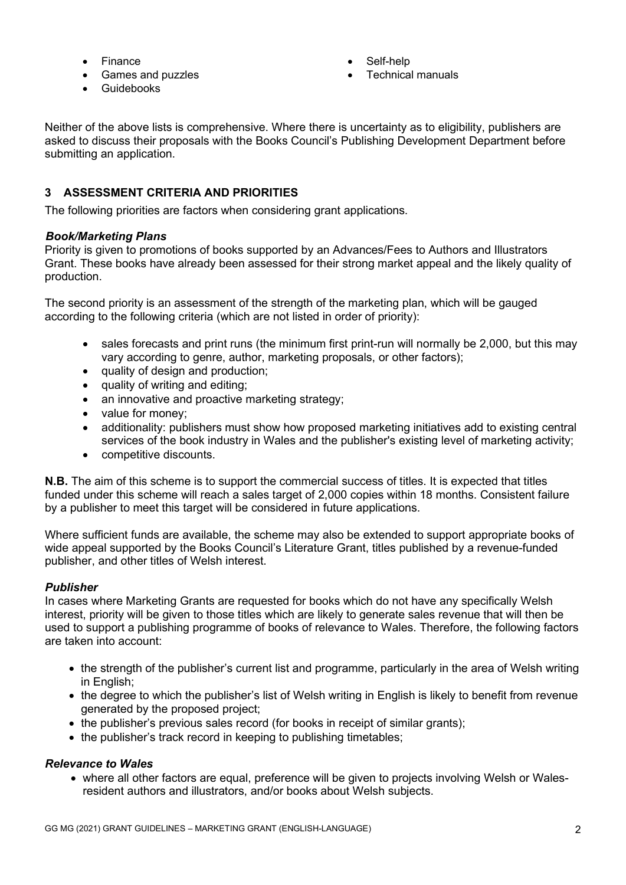- Finance
- Games and puzzles
- Guidebooks
- Self-help
- Technical manuals

Neither of the above lists is comprehensive. Where there is uncertainty as to eligibility, publishers are asked to discuss their proposals with the Books Council's Publishing Development Department before submitting an application.

## 3 ASSESSMENT CRITERIA AND PRIORITIES

The following priorities are factors when considering grant applications.

### *Book/Marketing Plans*

Priority is given to promotions of books supported by an Advances/Fees to Authors and Illustrators Grant. These books have already been assessed for their strong market appeal and the likely quality of production.

The second priority is an assessment of the strength of the marketing plan, which will be gauged according to the following criteria (which are not listed in order of priority):

- sales forecasts and print runs (the minimum first print-run will normally be 2,000, but this may vary according to genre, author, marketing proposals, or other factors);
- quality of design and production;
- quality of writing and editing;
- an innovative and proactive marketing strategy;
- value for money;
- additionality: publishers must show how proposed marketing initiatives add to existing central services of the book industry in Wales and the publisher's existing level of marketing activity;
- competitive discounts.

**N.B.** The aim of this scheme is to support the commercial success of titles. It is expected that titles funded under this scheme will reach a sales target of 2,000 copies within 18 months. Consistent failure by a publisher to meet this target will be considered in future applications.

Where sufficient funds are available, the scheme may also be extended to support appropriate books of wide appeal supported by the Books Council's Literature Grant, titles published by a revenue-funded publisher, and other titles of Welsh interest.

### *Publisher*

In cases where Marketing Grants are requested for books which do not have any specifically Welsh interest, priority will be given to those titles which are likely to generate sales revenue that will then be used to support a publishing programme of books of relevance to Wales. Therefore, the following factors are taken into account:

- the strength of the publisher's current list and programme, particularly in the area of Welsh writing in English;
- the degree to which the publisher's list of Welsh writing in English is likely to benefit from revenue generated by the proposed project;
- the publisher's previous sales record (for books in receipt of similar grants);
- the publisher's track record in keeping to publishing timetables;

### *Relevance to Wales*

- where all other factors are equal, preference will be given to projects involving Welsh or Wales-resident authors and illustrators, and/or books about Welsh subjects.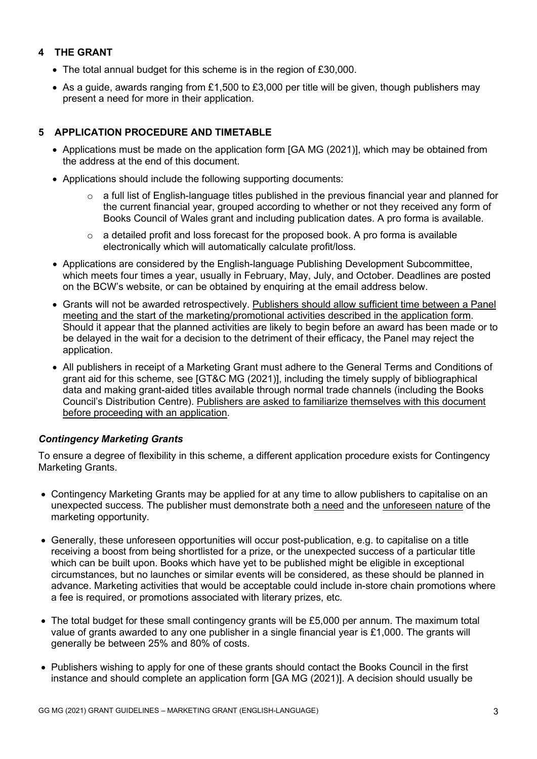## 4 THE GRANT

- The total annual budget for this scheme is in the region of £30,000.
- As a guide, awards ranging from £1,500 to £3,000 per title will be given, though publishers may present a need for more in their application.

## 5 APPLICATION PROCEDURE AND TIMETABLE

- Applications must be made on the application form [GA MG (2021)], which may be obtained from the address at the end of this document.
- Applications should include the following supporting documents:
  - a full list of English-language titles published in the previous financial year and planned for the current financial year, grouped according to whether or not they received any form of Books Council of Wales grant and including publication dates. A pro forma is available.
  - a detailed profit and loss forecast for the proposed book. A pro forma is available electronically which will automatically calculate profit/loss.
- Applications are considered by the English-language Publishing Development Subcommittee, which meets four times a year, usually in February, May, July, and October. Deadlines are posted on the BCW's website, or can be obtained by enquiring at the email address below.
- Grants will not be awarded retrospectively. Publishers should allow sufficient time between a Panel meeting and the start of the marketing/promotional activities described in the application form. Should it appear that the planned activities are likely to begin before an award has been made or to be delayed in the wait for a decision to the detriment of their efficacy, the Panel may reject the application.
- All publishers in receipt of a Marketing Grant must adhere to the General Terms and Conditions of grant aid for this scheme, see [GT&C MG (2021)], including the timely supply of bibliographical data and making grant-aided titles available through normal trade channels (including the Books Council's Distribution Centre). Publishers are asked to familiarize themselves with this document before proceeding with an application.

### *Contingency Marketing Grants*

To ensure a degree of flexibility in this scheme, a different application procedure exists for Contingency Marketing Grants.

- Contingency Marketing Grants may be applied for at any time to allow publishers to capitalise on an unexpected success. The publisher must demonstrate both a need and the unforeseen nature of the marketing opportunity.
- Generally, these unforeseen opportunities will occur post-publication, e.g. to capitalise on a title receiving a boost from being shortlisted for a prize, or the unexpected success of a particular title which can be built upon. Books which have yet to be published might be eligible in exceptional circumstances, but no launches or similar events will be considered, as these should be planned in advance. Marketing activities that would be acceptable could include in-store chain promotions where a fee is required, or promotions associated with literary prizes, etc.
- The total budget for these small contingency grants will be £5,000 per annum. The maximum total value of grants awarded to any one publisher in a single financial year is £1,000. The grants will generally be between 25% and 80% of costs.
- Publishers wishing to apply for one of these grants should contact the Books Council in the first instance and should complete an application form [GA MG (2021)]. A decision should usually be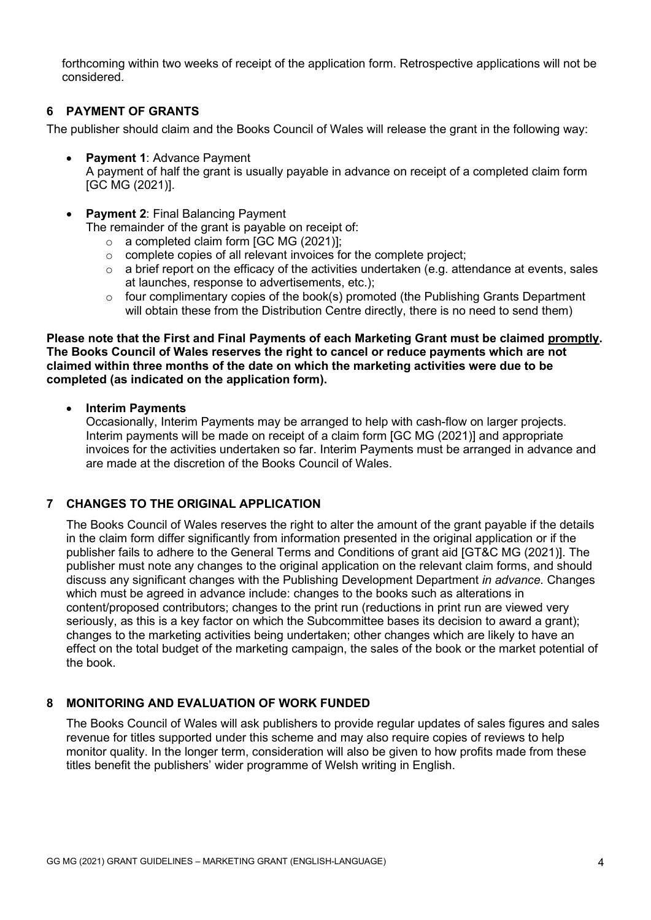forthcoming within two weeks of receipt of the application form. Retrospective applications will not be considered.

## 6 PAYMENT OF GRANTS

The publisher should claim and the Books Council of Wales will release the grant in the following way:

- **Payment 1**: Advance Payment
  A payment of half the grant is usually payable in advance on receipt of a completed claim form [GC MG (2021)].

- **Payment 2**: Final Balancing Payment
  The remainder of the grant is payable on receipt of:
  - a completed claim form [GC MG (2021)];
  - complete copies of all relevant invoices for the complete project;
  - a brief report on the efficacy of the activities undertaken (e.g. attendance at events, sales at launches, response to advertisements, etc.);
  - four complimentary copies of the book(s) promoted (the Publishing Grants Department will obtain these from the Distribution Centre directly, there is no need to send them)

**Please note that the First and Final Payments of each Marketing Grant must be claimed promptly. The Books Council of Wales reserves the right to cancel or reduce payments which are not claimed within three months of the date on which the marketing activities were due to be completed (as indicated on the application form).**

- **Interim Payments**
  Occasionally, Interim Payments may be arranged to help with cash-flow on larger projects. Interim payments will be made on receipt of a claim form [GC MG (2021)] and appropriate invoices for the activities undertaken so far. Interim Payments must be arranged in advance and are made at the discretion of the Books Council of Wales.

## 7 CHANGES TO THE ORIGINAL APPLICATION

The Books Council of Wales reserves the right to alter the amount of the grant payable if the details in the claim form differ significantly from information presented in the original application or if the publisher fails to adhere to the General Terms and Conditions of grant aid [GT&C MG (2021)]. The publisher must note any changes to the original application on the relevant claim forms, and should discuss any significant changes with the Publishing Development Department *in advance*. Changes which must be agreed in advance include: changes to the books such as alterations in content/proposed contributors; changes to the print run (reductions in print run are viewed very seriously, as this is a key factor on which the Subcommittee bases its decision to award a grant); changes to the marketing activities being undertaken; other changes which are likely to have an effect on the total budget of the marketing campaign, the sales of the book or the market potential of the book.

## 8 MONITORING AND EVALUATION OF WORK FUNDED

The Books Council of Wales will ask publishers to provide regular updates of sales figures and sales revenue for titles supported under this scheme and may also require copies of reviews to help monitor quality. In the longer term, consideration will also be given to how profits made from these titles benefit the publishers' wider programme of Welsh writing in English.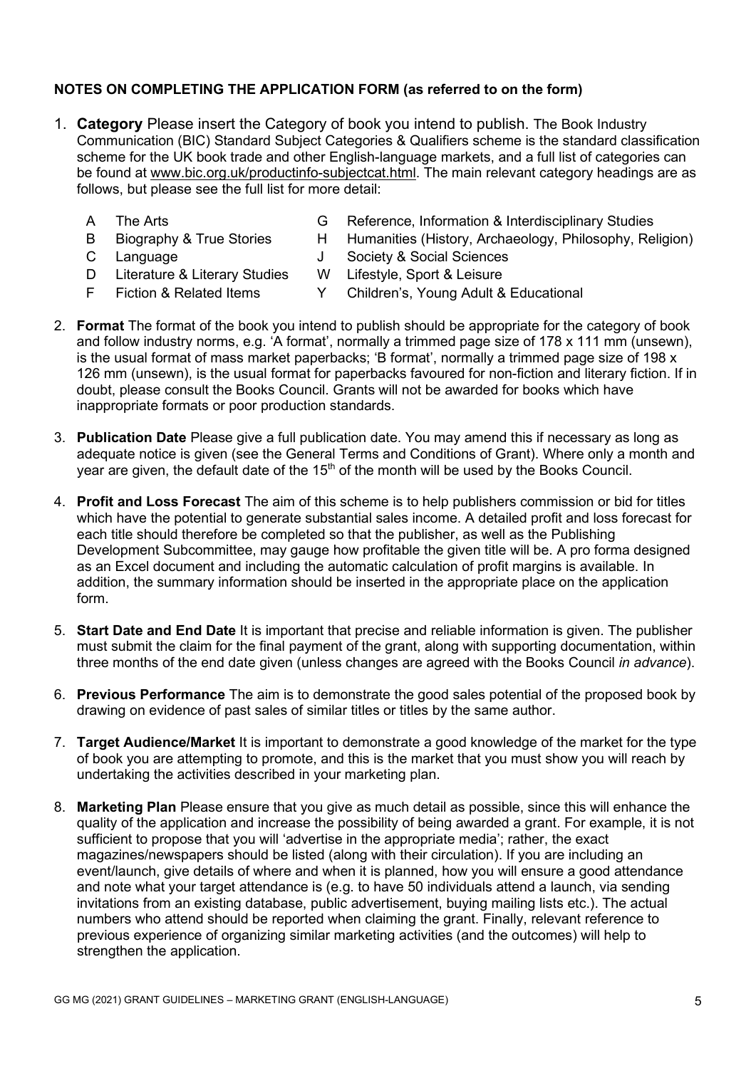**NOTES ON COMPLETING THE APPLICATION FORM (as referred to on the form)**

1. **Category** Please insert the Category of book you intend to publish. The Book Industry Communication (BIC) Standard Subject Categories & Qualifiers scheme is the standard classification scheme for the UK book trade and other English-language markets, and a full list of categories can be found at www.bic.org.uk/productinfo-subjectcat.html. The main relevant category headings are as follows, but please see the full list for more detail:

   - A The Arts
   - B Biography & True Stories
   - C Language
   - D Literature & Literary Studies
   - F Fiction & Related Items
   - G Reference, Information & Interdisciplinary Studies
   - H Humanities (History, Archaeology, Philosophy, Religion)
   - J Society & Social Sciences
   - W Lifestyle, Sport & Leisure
   - Y Children's, Young Adult & Educational

2. **Format** The format of the book you intend to publish should be appropriate for the category of book and follow industry norms, e.g. 'A format', normally a trimmed page size of 178 x 111 mm (unsewn), is the usual format of mass market paperbacks; 'B format', normally a trimmed page size of 198 x 126 mm (unsewn), is the usual format for paperbacks favoured for non-fiction and literary fiction. If in doubt, please consult the Books Council. Grants will not be awarded for books which have inappropriate formats or poor production standards.

3. **Publication Date** Please give a full publication date. You may amend this if necessary as long as adequate notice is given (see the General Terms and Conditions of Grant). Where only a month and year are given, the default date of the 15th of the month will be used by the Books Council.

4. **Profit and Loss Forecast** The aim of this scheme is to help publishers commission or bid for titles which have the potential to generate substantial sales income. A detailed profit and loss forecast for each title should therefore be completed so that the publisher, as well as the Publishing Development Subcommittee, may gauge how profitable the given title will be. A pro forma designed as an Excel document and including the automatic calculation of profit margins is available. In addition, the summary information should be inserted in the appropriate place on the application form.

5. **Start Date and End Date** It is important that precise and reliable information is given. The publisher must submit the claim for the final payment of the grant, along with supporting documentation, within three months of the end date given (unless changes are agreed with the Books Council *in advance*).

6. **Previous Performance** The aim is to demonstrate the good sales potential of the proposed book by drawing on evidence of past sales of similar titles or titles by the same author.

7. **Target Audience/Market** It is important to demonstrate a good knowledge of the market for the type of book you are attempting to promote, and this is the market that you must show you will reach by undertaking the activities described in your marketing plan.

8. **Marketing Plan** Please ensure that you give as much detail as possible, since this will enhance the quality of the application and increase the possibility of being awarded a grant. For example, it is not sufficient to propose that you will 'advertise in the appropriate media'; rather, the exact magazines/newspapers should be listed (along with their circulation). If you are including an event/launch, give details of where and when it is planned, how you will ensure a good attendance and note what your target attendance is (e.g. to have 50 individuals attend a launch, via sending invitations from an existing database, public advertisement, buying mailing lists etc.). The actual numbers who attend should be reported when claiming the grant. Finally, relevant reference to previous experience of organizing similar marketing activities (and the outcomes) will help to strengthen the application.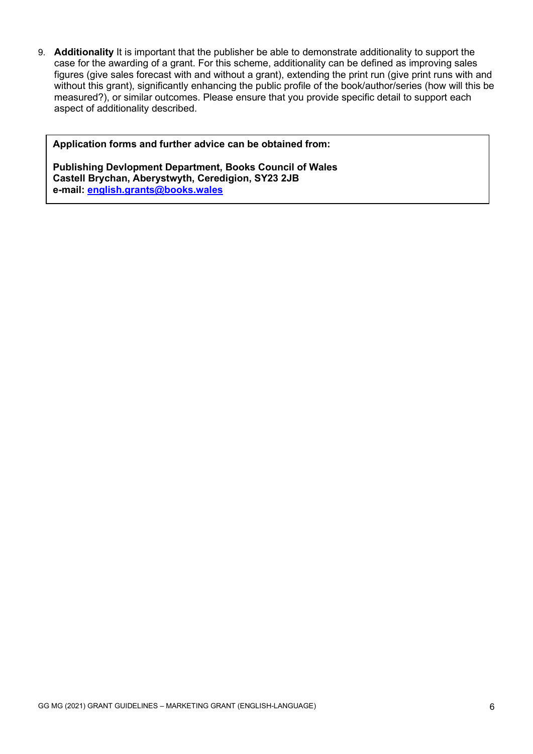9. **Additionality** It is important that the publisher be able to demonstrate additionality to support the case for the awarding of a grant. For this scheme, additionality can be defined as improving sales figures (give sales forecast with and without a grant), extending the print run (give print runs with and without this grant), significantly enhancing the public profile of the book/author/series (how will this be measured?), or similar outcomes. Please ensure that you provide specific detail to support each aspect of additionality described.

**Application forms and further advice can be obtained from:**

**Publishing Devlopment Department, Books Council of Wales**
**Castell Brychan, Aberystwyth, Ceredigion, SY23 2JB**
**e-mail: english.grants@books.wales**